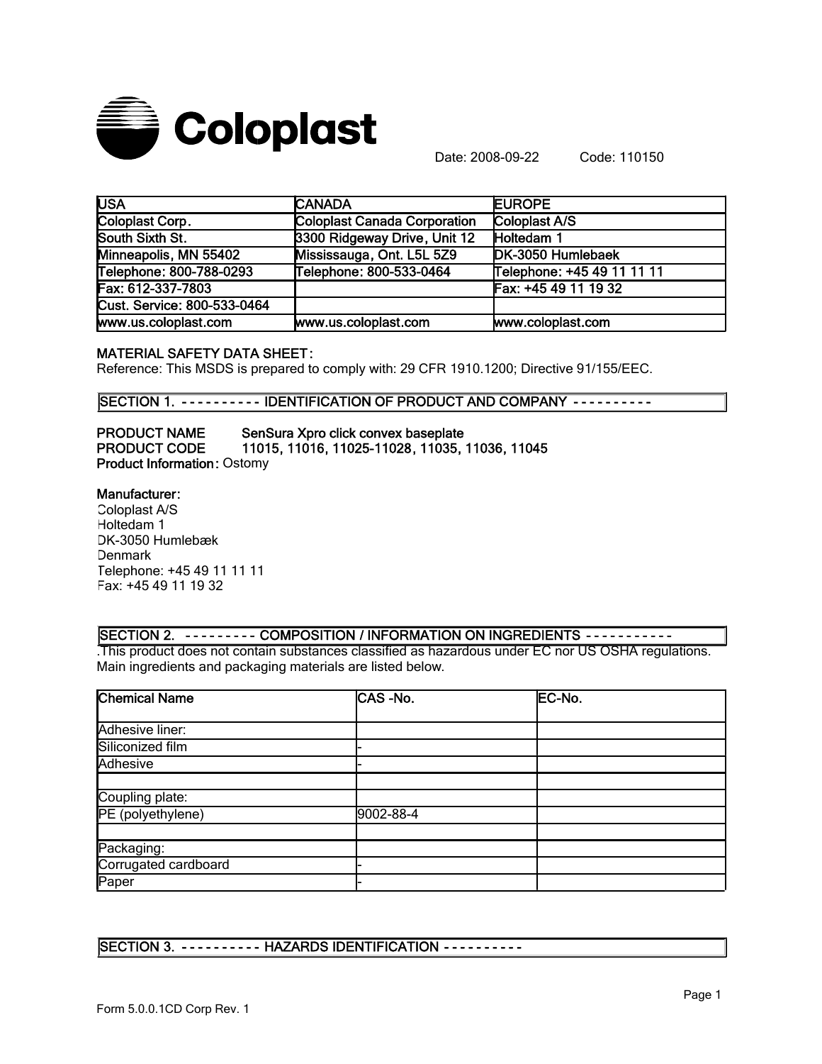# Coloplast

Date: 2008-09-22 Code: 110150

| USA | CANADA | EUROPE |
|---|---|---|
| Coloplast Corp. | Coloplast Canada Corporation | Coloplast A/S |
| South Sixth St. | 3300 Ridgeway Drive, Unit 12 | Holtedam 1 |
| Minneapolis, MN 55402 | Mississauga, Ont. L5L 5Z9 | DK-3050 Humlebaek |
| Telephone: 800-788-0293 | Telephone: 800-533-0464 | Telephone: +45 49 11 11 11 |
| Fax: 612-337-7803 | | Fax: +45 49 11 19 32 |
| Cust. Service: 800-533-0464 | | |
| www.us.coloplast.com | www.us.coloplast.com | www.coloplast.com |

**MATERIAL SAFETY DATA SHEET:**

Reference: This MSDS is prepared to comply with: 29 CFR 1910.1200; Directive 91/155/EEC.

## SECTION 1. ---------- IDENTIFICATION OF PRODUCT AND COMPANY ----------

**PRODUCT NAME** **SenSura Xpro click convex baseplate**
**PRODUCT CODE** **11015, 11016, 11025-11028, 11035, 11036, 11045**
**Product Information:** Ostomy

**Manufacturer:**
Coloplast A/S
Holtedam 1
DK-3050 Humlebæk
Denmark
Telephone: +45 49 11 11 11
Fax: +45 49 11 19 32

## SECTION 2. --------- COMPOSITION / INFORMATION ON INGREDIENTS -----------

.This product does not contain substances classified as hazardous under EC nor US OSHA regulations. Main ingredients and packaging materials are listed below.

| Chemical Name | CAS -No. | EC-No. |
|---|---|---|
| Adhesive liner: | | |
| Siliconized film | - | |
| Adhesive | - | |
| | | |
| Coupling plate: | | |
| PE (polyethylene) | 9002-88-4 | |
| | | |
| Packaging: | | |
| Corrugated cardboard | - | |
| Paper | - | |

## SECTION 3. ---------- HAZARDS IDENTIFICATION ----------

Form 5.0.0.1CD Corp Rev. 1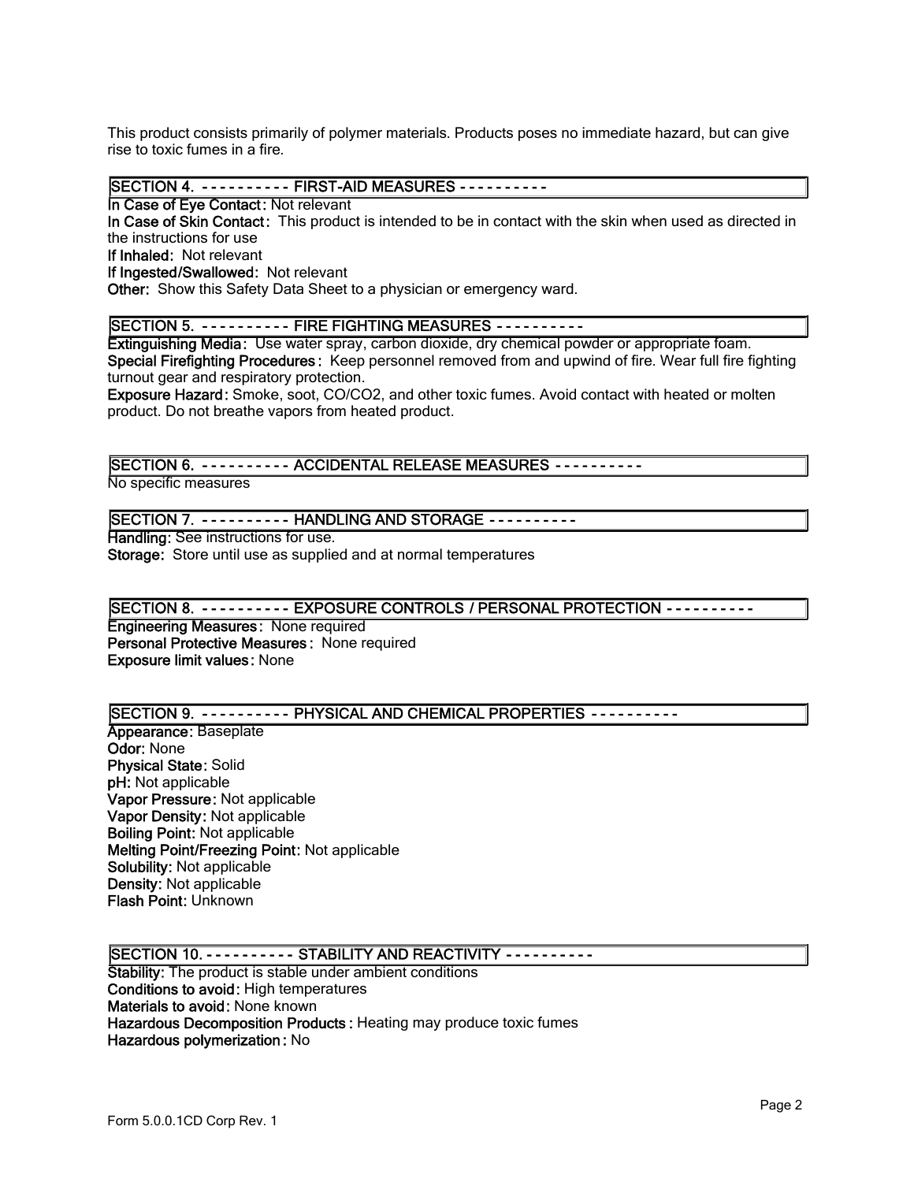This product consists primarily of polymer materials. Products poses no immediate hazard, but can give rise to toxic fumes in a fire.

## SECTION 4. ---------- FIRST-AID MEASURES ----------

**In Case of Eye Contact:** Not relevant

**In Case of Skin Contact:** This product is intended to be in contact with the skin when used as directed in the instructions for use

**If Inhaled:** Not relevant

**If Ingested/Swallowed:** Not relevant

**Other:** Show this Safety Data Sheet to a physician or emergency ward.

## SECTION 5. ---------- FIRE FIGHTING MEASURES ----------

**Extinguishing Media:** Use water spray, carbon dioxide, dry chemical powder or appropriate foam.

**Special Firefighting Procedures:** Keep personnel removed from and upwind of fire. Wear full fire fighting turnout gear and respiratory protection.

**Exposure Hazard:** Smoke, soot, $CO/CO_2$, and other toxic fumes. Avoid contact with heated or molten product. Do not breathe vapors from heated product.

## SECTION 6. ---------- ACCIDENTAL RELEASE MEASURES ----------

No specific measures

## SECTION 7. ---------- HANDLING AND STORAGE ----------

**Handling:** See instructions for use.

**Storage:** Store until use as supplied and at normal temperatures

## SECTION 8. ---------- EXPOSURE CONTROLS / PERSONAL PROTECTION ----------

**Engineering Measures:** None required

**Personal Protective Measures:** None required

**Exposure limit values:** None

## SECTION 9. ---------- PHYSICAL AND CHEMICAL PROPERTIES ----------

**Appearance:** Baseplate

**Odor:** None

**Physical State:** Solid

**pH:** Not applicable

**Vapor Pressure:** Not applicable

**Vapor Density:** Not applicable

**Boiling Point:** Not applicable

**Melting Point/Freezing Point:** Not applicable

**Solubility:** Not applicable

**Density:** Not applicable

**Flash Point:** Unknown

## SECTION 10. ---------- STABILITY AND REACTIVITY ----------

**Stability:** The product is stable under ambient conditions

**Conditions to avoid:** High temperatures

**Materials to avoid:** None known

**Hazardous Decomposition Products:** Heating may produce toxic fumes

**Hazardous polymerization:** No

Form 5.0.0.1CD Corp Rev. 1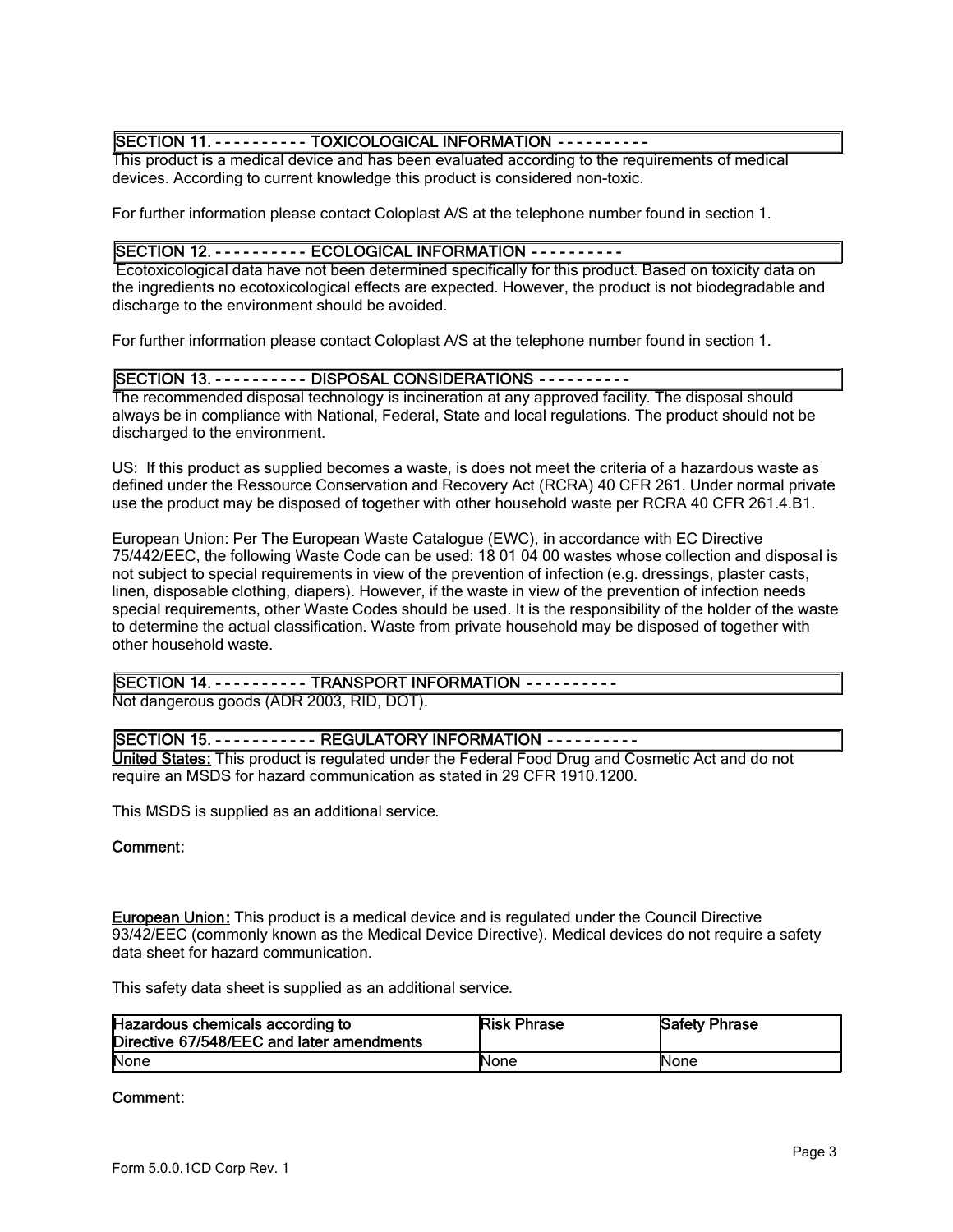## SECTION 11. - - - - - - - - - - TOXICOLOGICAL INFORMATION - - - - - - - - - -

This product is a medical device and has been evaluated according to the requirements of medical devices. According to current knowledge this product is considered non-toxic.

For further information please contact Coloplast A/S at the telephone number found in section 1.

## SECTION 12. - - - - - - - - - - ECOLOGICAL INFORMATION - - - - - - - - - -

Ecotoxicological data have not been determined specifically for this product. Based on toxicity data on the ingredients no ecotoxicological effects are expected. However, the product is not biodegradable and discharge to the environment should be avoided.

For further information please contact Coloplast A/S at the telephone number found in section 1.

## SECTION 13. - - - - - - - - - - DISPOSAL CONSIDERATIONS - - - - - - - - - -

The recommended disposal technology is incineration at any approved facility. The disposal should always be in compliance with National, Federal, State and local regulations. The product should not be discharged to the environment.

US: If this product as supplied becomes a waste, is does not meet the criteria of a hazardous waste as defined under the Ressource Conservation and Recovery Act (RCRA) 40 CFR 261. Under normal private use the product may be disposed of together with other household waste per RCRA 40 CFR 261.4.B1.

European Union: Per The European Waste Catalogue (EWC), in accordance with EC Directive 75/442/EEC, the following Waste Code can be used: 18 01 04 00 wastes whose collection and disposal is not subject to special requirements in view of the prevention of infection (e.g. dressings, plaster casts, linen, disposable clothing, diapers). However, if the waste in view of the prevention of infection needs special requirements, other Waste Codes should be used. It is the responsibility of the holder of the waste to determine the actual classification. Waste from private household may be disposed of together with other household waste.

## SECTION 14. - - - - - - - - - - TRANSPORT INFORMATION - - - - - - - - - -

Not dangerous goods (ADR 2003, RID, DOT).

## SECTION 15. - - - - - - - - - - - REGULATORY INFORMATION - - - - - - - - - -

**United States:** This product is regulated under the Federal Food Drug and Cosmetic Act and do not require an MSDS for hazard communication as stated in 29 CFR 1910.1200.

This MSDS is supplied as an additional service.

**Comment:**

**European Union:** This product is a medical device and is regulated under the Council Directive 93/42/EEC (commonly known as the Medical Device Directive). Medical devices do not require a safety data sheet for hazard communication.

This safety data sheet is supplied as an additional service.

| Hazardous chemicals according to Directive 67/548/EEC and later amendments | Risk Phrase | Safety Phrase |
|---|---|---|
| None | None | None |

**Comment:**

Form 5.0.0.1CD Corp Rev. 1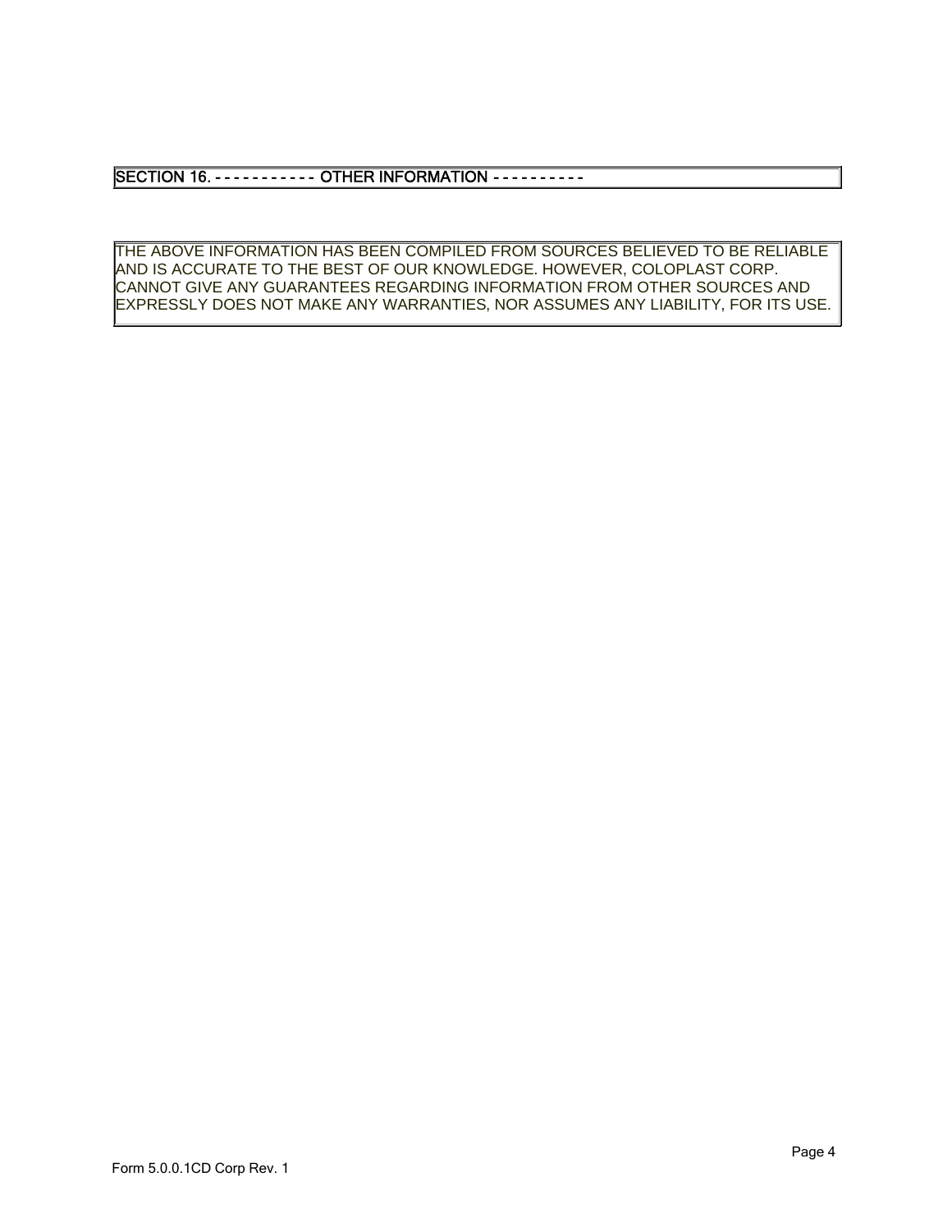## SECTION 16. - - - - - - - - - - - OTHER INFORMATION - - - - - - - - - -

THE ABOVE INFORMATION HAS BEEN COMPILED FROM SOURCES BELIEVED TO BE RELIABLE AND IS ACCURATE TO THE BEST OF OUR KNOWLEDGE. HOWEVER, COLOPLAST CORP. CANNOT GIVE ANY GUARANTEES REGARDING INFORMATION FROM OTHER SOURCES AND EXPRESSLY DOES NOT MAKE ANY WARRANTIES, NOR ASSUMES ANY LIABILITY, FOR ITS USE.

Form 5.0.0.1CD Corp Rev. 1